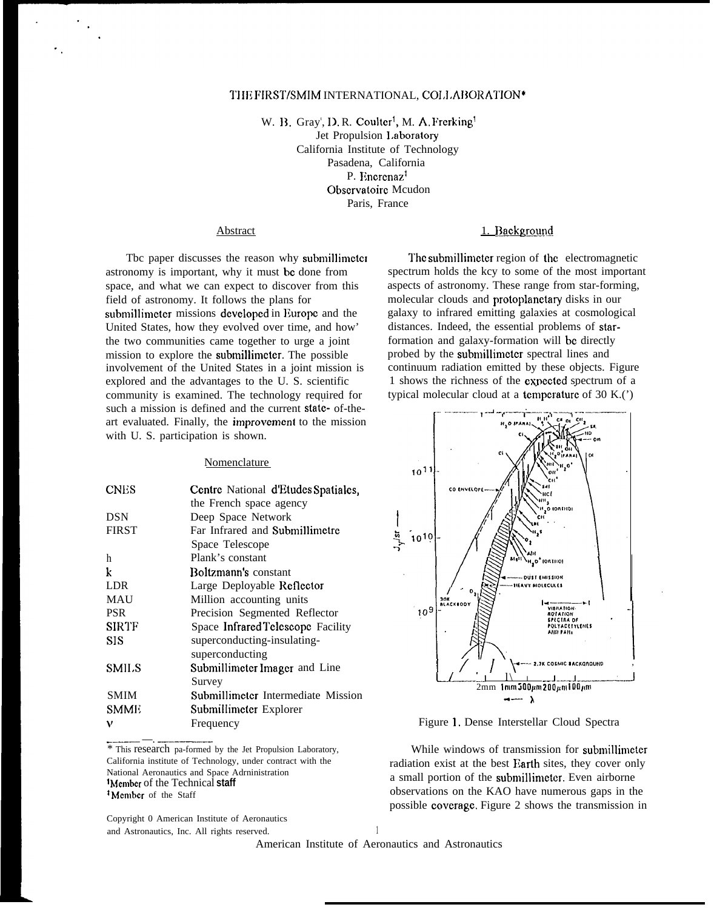# THE FIRST/SMIM INTERNATIONAL, COLLABORATION*

W. B. Gray[1], D. R. Coulter[1], M. A. Frerking[1]
Jet Propulsion Laboratory
California Institute of Technology
Pasadena, California
P. Encrenaz[‡]
Observatoire Mcudon
Paris, France

## Abstract

Tbc paper discusses the reason why submillimetcr astronomy is important, why it must bc done from space, and what we can expect to discover from this field of astronomy. It follows the plans for submillimeter missions developed in Europe and the United States, how they evolved over time, and how' the two communities came together to urge a joint mission to explore the submillimeter. The possible involvement of the United States in a joint mission is explored and the advantages to the U. S. scientific community is examined. The technology required for such a mission is defined and the current state- of-the-art evaluated. Finally, the improvement to the mission with U. S. participation is shown.

## Nomenclature

| | |
|---|---|
| CNES | Centre National d'Etudes Spatiales, the French space agency |
| DSN | Deep Space Network |
| FIRST | Far Infrared and Submillimetre Space Telescope |
| h | Plank's constant |
| k | Boltzmann's constant |
| LDR | Large Deployable Reflector |
| MAU | Million accounting units |
| PSR | Precision Segmented Reflector |
| SIRTF | Space Infrared Telescope Facility |
| SIS | superconducting-insulating-superconducting |
| SMILS | Submillimeter Imager and Line Survey |
| SMIM | Submillimeter Intermediate Mission |
| SMME | Submillimeter Explorer |
| $\nu$ | Frequency |

\* This research pa-formed by the Jet Propulsion Laboratory, California institute of Technology, under contract with the National Aeronautics and Space Adrninistration
[1]Member of the Technical staff
[‡]Member of the Staff

Copyright 0 American Institute of Aeronautics and Astronautics, Inc. All rights reserved.

## 1. Background

The submillimeter region of the electromagnetic spectrum holds the kcy to some of the most important aspects of astronomy. These range from star-forming, molecular clouds and protoplanetary disks in our galaxy to infrared emitting galaxies at cosmological distances. Indeed, the essential problems of star-formation and galaxy-formation will bc directly probed by the submillimeter spectral lines and continuum radiation emitted by these objects. Figure 1 shows the richness of the expected spectrum of a typical molecular cloud at a temperature of 30 K.(')

Figure 1. Dense Interstellar Cloud Spectra

While windows of transmission for submillimeter radiation exist at the best Earth sites, they cover only a small portion of the submillimeter. Even airborne observations on the KAO have numerous gaps in the possible coverage. Figure 2 shows the transmission in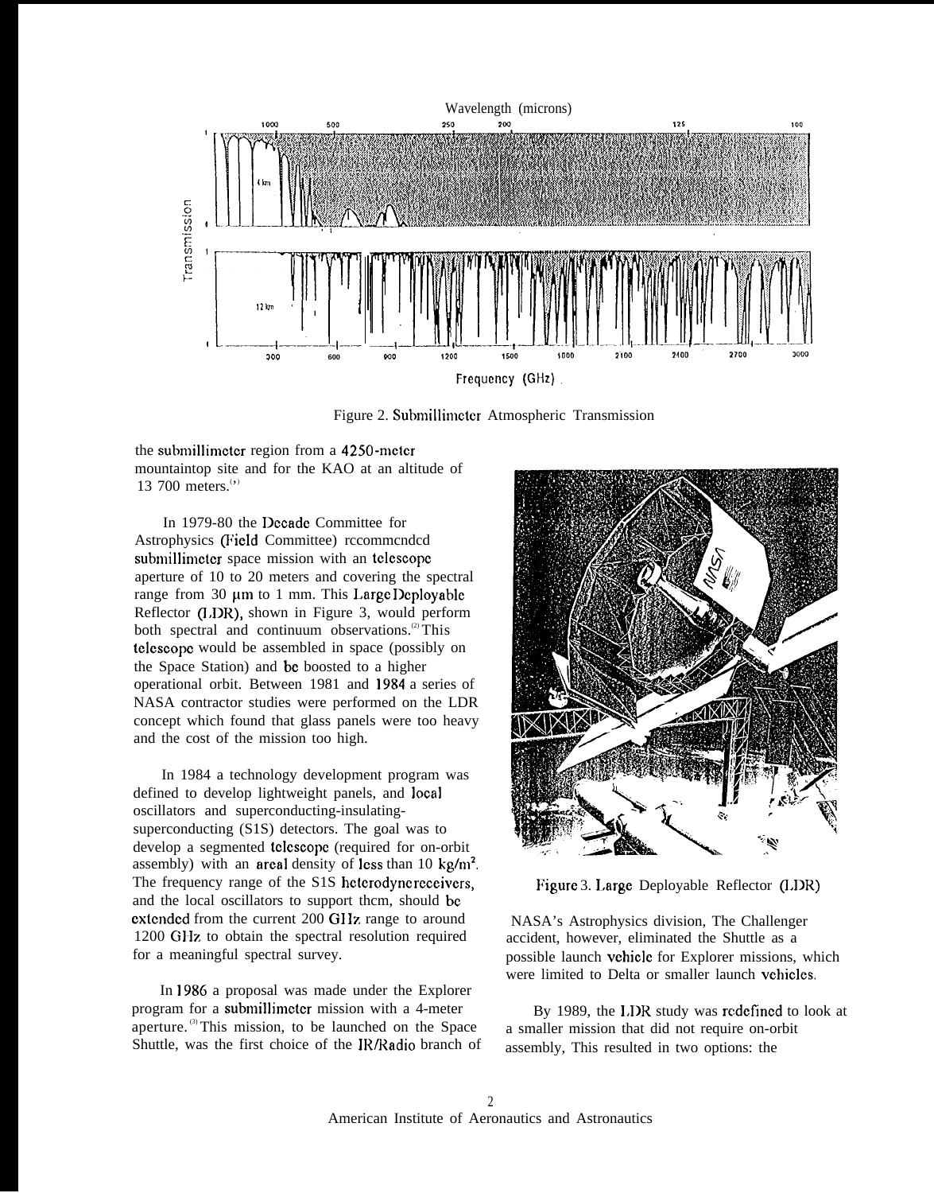Figure 2. Submillimeter Atmospheric Transmission

the submillimeter region from a 4250-meter mountaintop site and for the KAO at an altitude of 13 700 meters.[1]

In 1979-80 the Decade Committee for Astrophysics (Field Committee) recommended submillimeter space mission with an telescope aperture of 10 to 20 meters and covering the spectral range from 30 μm to 1 mm. This Large Deployable Reflector (LDR), shown in Figure 3, would perform both spectral and continuum observations.[2] This telescope would be assembled in space (possibly on the Space Station) and be boosted to a higher operational orbit. Between 1981 and 1984 a series of NASA contractor studies were performed on the LDR concept which found that glass panels were too heavy and the cost of the mission too high.

In 1984 a technology development program was defined to develop lightweight panels, and local oscillators and superconducting-insulating-superconducting (S1S) detectors. The goal was to develop a segmented telescope (required for on-orbit assembly) with an areal density of less than 10 $kg/m^2$. The frequency range of the S1S heterodyne receivers, and the local oscillators to support them, should be extended from the current 200 GHz range to around 1200 GHz to obtain the spectral resolution required for a meaningful spectral survey.

In 1986 a proposal was made under the Explorer program for a submillimeter mission with a 4-meter aperture.[3] This mission, to be launched on the Space Shuttle, was the first choice of the IR/Radio branch of NASA's Astrophysics division, The Challenger accident, however, eliminated the Shuttle as a possible launch vehicle for Explorer missions, which were limited to Delta or smaller launch vehicles.

Figure 3. Large Deployable Reflector (LDR)

By 1989, the LDR study was redefined to look at a smaller mission that did not require on-orbit assembly, This resulted in two options: the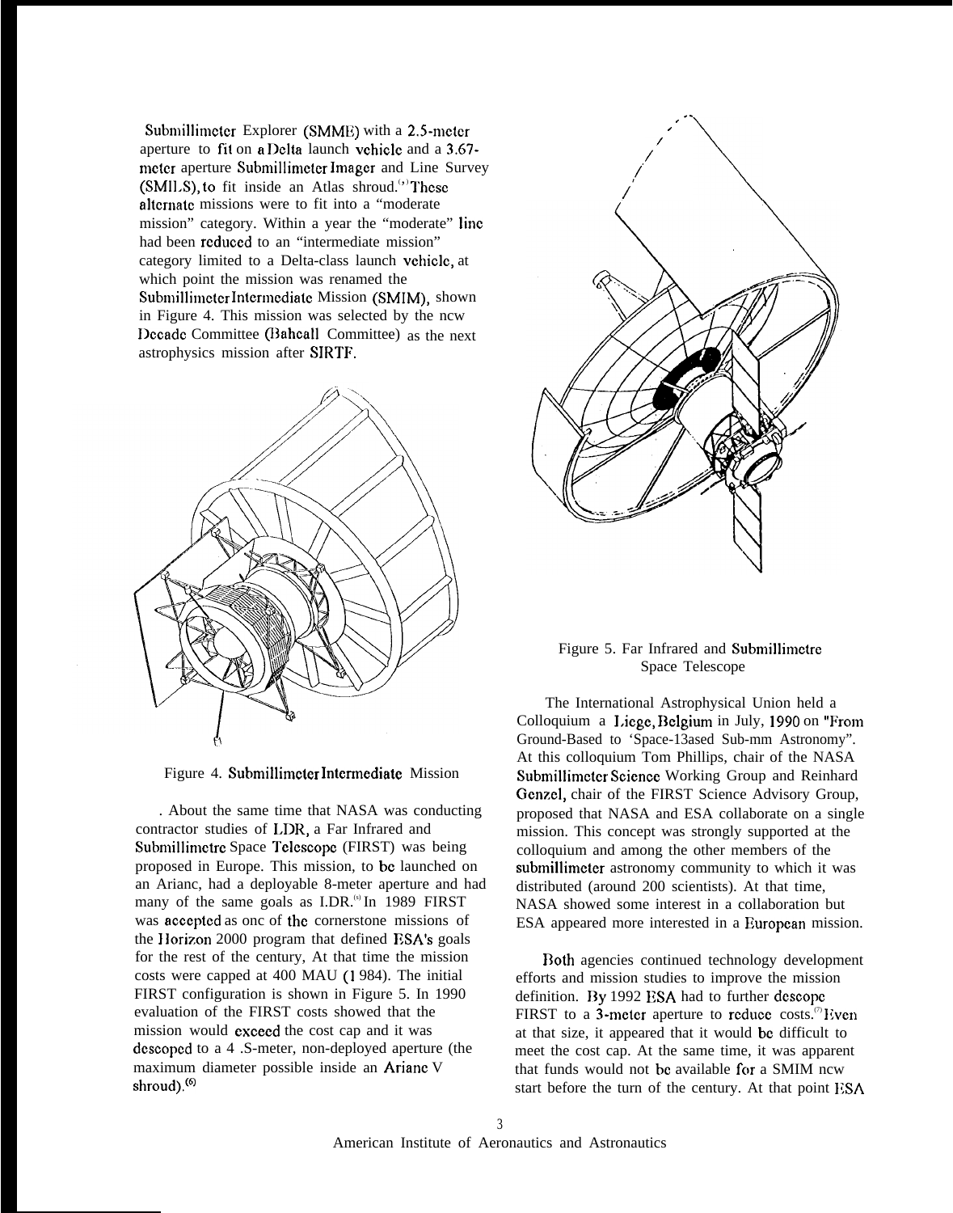Submillimeter Explorer (SMME) with a 2.5-meter aperture to fit on a Delta launch vehicle and a 3.67-meter aperture Submillimeter Imager and Line Survey (SMILS), to fit inside an Atlas shroud.[5] These alternate missions were to fit into a "moderate mission" category. Within a year the "moderate" line had been reduced to an "intermediate mission" category limited to a Delta-class launch vehicle, at which point the mission was renamed the Submillimeter Intermediate Mission (SMIM), shown in Figure 4. This mission was selected by the new Decade Committee (Bahcall Committee) as the next astrophysics mission after SIRTF.

Figure 4. Submillimeter Intermediate Mission

. About the same time that NASA was conducting contractor studies of LDR, a Far Infrared and Submillimetre Space Telescope (FIRST) was being proposed in Europe. This mission, to be launched on an Ariane, had a deployable 8-meter aperture and had many of the same goals as LDR.[6] In 1989 FIRST was accepted as one of the cornerstone missions of the Horizon 2000 program that defined ESA's goals for the rest of the century, At that time the mission costs were capped at 400 MAU (1 984). The initial FIRST configuration is shown in Figure 5. In 1990 evaluation of the FIRST costs showed that the mission would exceed the cost cap and it was descoped to a 4 .5-meter, non-deployed aperture (the maximum diameter possible inside an Ariane V shroud).[6]

Figure 5. Far Infrared and Submillimetre Space Telescope

The International Astrophysical Union held a Colloquium a Liege, Belgium in July, 1990 on "From Ground-Based to 'Space-Based Sub-mm Astronomy". At this colloquium Tom Phillips, chair of the NASA Submillimeter Science Working Group and Reinhard Genzel, chair of the FIRST Science Advisory Group, proposed that NASA and ESA collaborate on a single mission. This concept was strongly supported at the colloquium and among the other members of the submillimeter astronomy community to which it was distributed (around 200 scientists). At that time, NASA showed some interest in a collaboration but ESA appeared more interested in a European mission.

Both agencies continued technology development efforts and mission studies to improve the mission definition. By 1992 ESA had to further descope FIRST to a 3-meter aperture to reduce costs.[7] Even at that size, it appeared that it would be difficult to meet the cost cap. At the same time, it was apparent that funds would not be available for a SMIM new start before the turn of the century. At that point ESA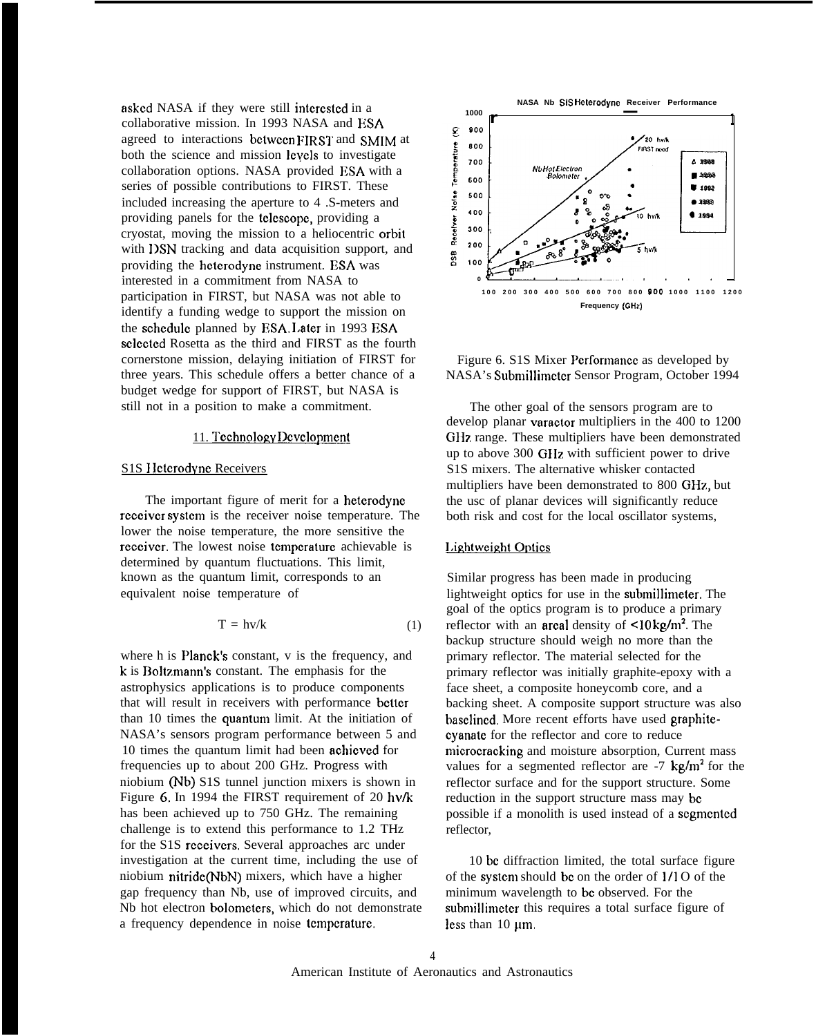asked NASA if they were still interested in a collaborative mission. In 1993 NASA and ESA agreed to interactions between FIRST and SMIM at both the science and mission levels to investigate collaboration options. NASA provided ESA with a series of possible contributions to FIRST. These included increasing the aperture to 4 .S-meters and providing panels for the telescope, providing a cryostat, moving the mission to a heliocentric orbit with DSN tracking and data acquisition support, and providing the heterodyne instrument. ESA was interested in a commitment from NASA to participation in FIRST, but NASA was not able to identify a funding wedge to support the mission on the schedule planned by ESA. Later in 1993 ESA selected Rosetta as the third and FIRST as the fourth cornerstone mission, delaying initiation of FIRST for three years. This schedule offers a better chance of a budget wedge for support of FIRST, but NASA is still not in a position to make a commitment.

## 11. Technology Development

### S1S Heterodyne Receivers

The important figure of merit for a heterodyne receiver system is the receiver noise temperature. The lower the noise temperature, the more sensitive the receiver. The lowest noise temperature achievable is determined by quantum fluctuations. This limit, known as the quantum limit, corresponds to an equivalent noise temperature of

$$T = h\nu/k \qquad (1)$$

where h is Planck's constant, v is the frequency, and k is Boltzmann's constant. The emphasis for the astrophysics applications is to produce components that will result in receivers with performance better than 10 times the quantum limit. At the initiation of NASA's sensors program performance between 5 and 10 times the quantum limit had been achieved for frequencies up to about 200 GHz. Progress with niobium (Nb) S1S tunnel junction mixers is shown in Figure 6. In 1994 the FIRST requirement of 20 hv/k has been achieved up to 750 GHz. The remaining challenge is to extend this performance to 1.2 THz for the S1S receivers. Several approaches are under investigation at the current time, including the use of niobium nitride(NbN) mixers, which have a higher gap frequency than Nb, use of improved circuits, and Nb hot electron bolometers, which do not demonstrate a frequency dependence in noise temperature.

Figure 6. S1S Mixer Performance as developed by NASA's Submillimeter Sensor Program, October 1994

The other goal of the sensors program are to develop planar varactor multipliers in the 400 to 1200 GHz range. These multipliers have been demonstrated up to above 300 GHz with sufficient power to drive S1S mixers. The alternative whisker contacted multipliers have been demonstrated to 800 GHz, but the use of planar devices will significantly reduce both risk and cost for the local oscillator systems,

### Lightweight Optics

Similar progress has been made in producing lightweight optics for use in the submillimeter. The goal of the optics program is to produce a primary reflector with an areal density of $<10 kg/m^2$. The backup structure should weigh no more than the primary reflector. The material selected for the primary reflector was initially graphite-epoxy with a face sheet, a composite honeycomb core, and a backing sheet. A composite support structure was also baselined. More recent efforts have used graphite-cyanate for the reflector and core to reduce microcracking and moisture absorption, Current mass values for a segmented reflector are -7 $kg/m^2$ for the reflector surface and for the support structure. Some reduction in the support structure mass may be possible if a monolith is used instead of a segmented reflector,

10 be diffraction limited, the total surface figure of the system should be on the order of 1/1 O of the minimum wavelength to be observed. For the submillimeter this requires a total surface figure of less than 10 μm.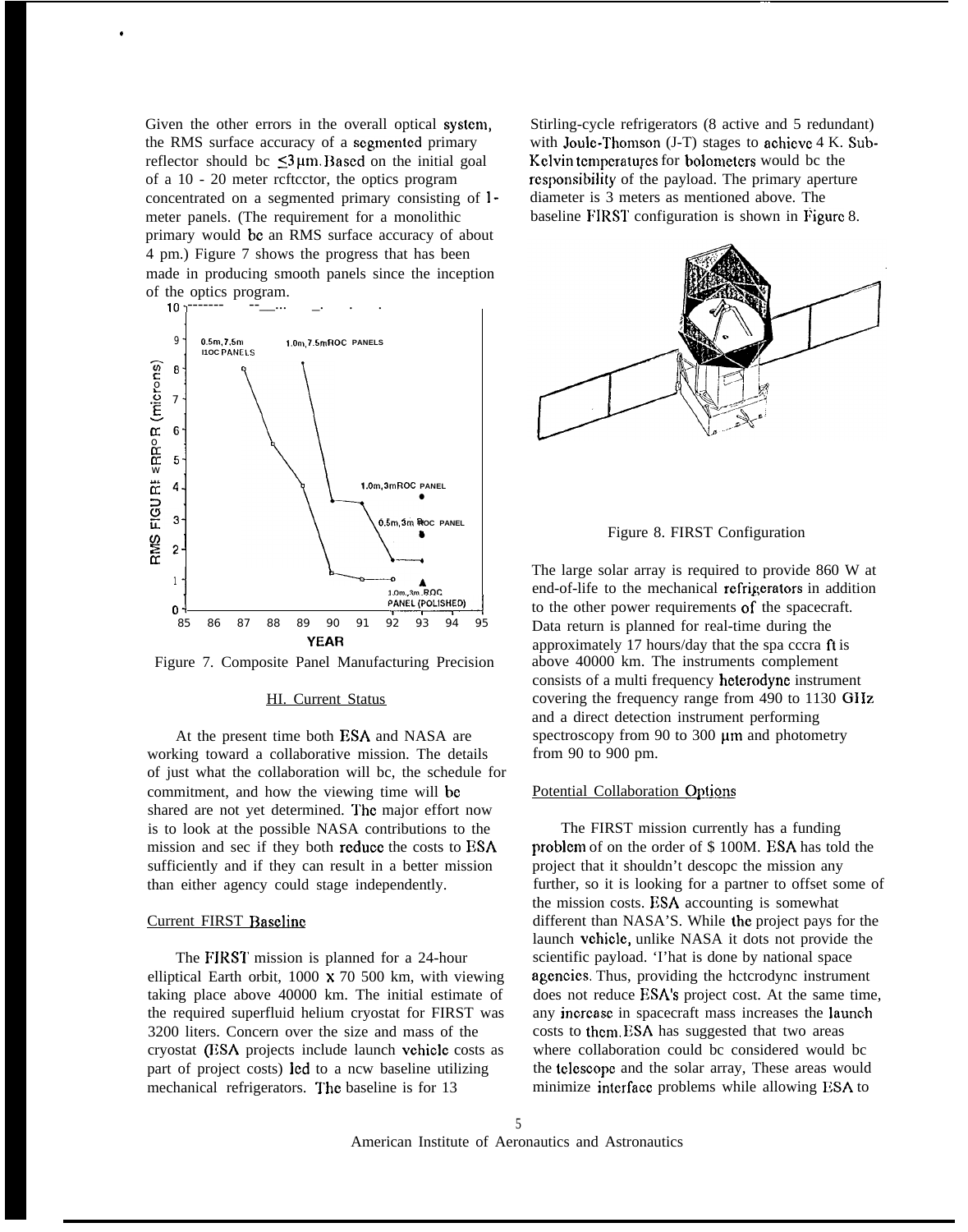Given the other errors in the overall optical system, the RMS surface accuracy of a segmented primary reflector should be $\leq 3 \mu m$. Based on the initial goal of a 10 - 20 meter reflector, the optics program concentrated on a segmented primary consisting of 1-meter panels. (The requirement for a monolithic primary would be an RMS surface accuracy of about 4 pm.) Figure 7 shows the progress that has been made in producing smooth panels since the inception of the optics program.

Figure 7. Composite Panel Manufacturing Precision

## III. Current Status

At the present time both ESA and NASA are working toward a collaborative mission. The details of just what the collaboration will be, the schedule for commitment, and how the viewing time will be shared are not yet determined. The major effort now is to look at the possible NASA contributions to the mission and see if they both reduce the costs to ESA sufficiently and if they can result in a better mission than either agency could stage independently.

### Current FIRST Baseline

The FIRST mission is planned for a 24-hour elliptical Earth orbit, 1000 x 70 500 km, with viewing taking place above 40000 km. The initial estimate of the required superfluid helium cryostat for FIRST was 3200 liters. Concern over the size and mass of the cryostat (ESA projects include launch vehicle costs as part of project costs) led to a new baseline utilizing mechanical refrigerators. The baseline is for 13 Stirling-cycle refrigerators (8 active and 5 redundant) with Joule-Thomson (J-T) stages to achieve 4 K. Sub-Kelvin temperatures for bolometers would be the responsibility of the payload. The primary aperture diameter is 3 meters as mentioned above. The baseline FIRST configuration is shown in Figure 8.

Figure 8. FIRST Configuration

The large solar array is required to provide 860 W at end-of-life to the mechanical refrigerators in addition to the other power requirements of the spacecraft. Data return is planned for real-time during the approximately 17 hours/day that the spacecraft is above 40000 km. The instruments complement consists of a multi frequency heterodyne instrument covering the frequency range from 490 to 1130 GHz and a direct detection instrument performing spectroscopy from 90 to 300 μm and photometry from 90 to 900 pm.

### Potential Collaboration Options

The FIRST mission currently has a funding problem of on the order of $ 100M. ESA has told the project that it shouldn't descope the mission any further, so it is looking for a partner to offset some of the mission costs. ESA accounting is somewhat different than NASA'S. While the project pays for the launch vehicle, unlike NASA it does not provide the scientific payload. That is done by national space agencies. Thus, providing the heterodyne instrument does not reduce ESA's project cost. At the same time, any increase in spacecraft mass increases the launch costs to them. ESA has suggested that two areas where collaboration could be considered would be the telescope and the solar array, These areas would minimize interface problems while allowing ESA to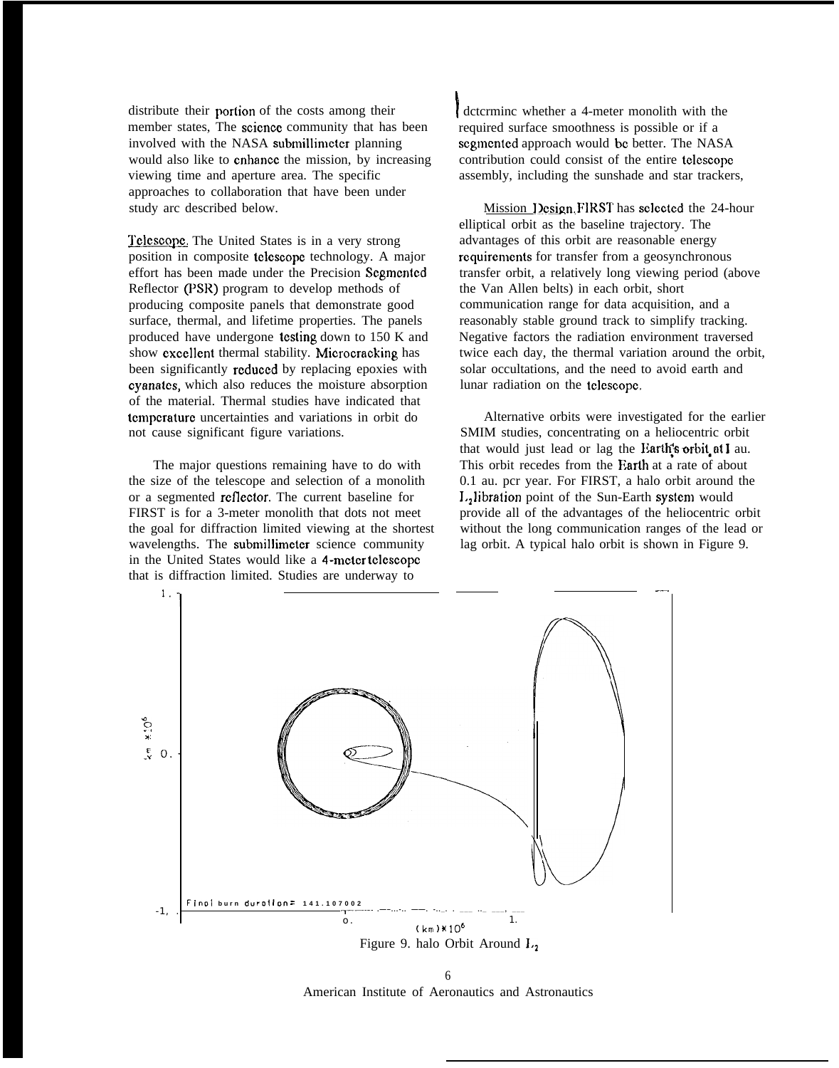distribute their portion of the costs among their member states, The science community that has been involved with the NASA submillimeter planning would also like to enhance the mission, by increasing viewing time and aperture area. The specific approaches to collaboration that have been under study arc described below.

Telescope. The United States is in a very strong position in composite telescope technology. A major effort has been made under the Precision Segmented Reflector (PSR) program to develop methods of producing composite panels that demonstrate good surface, thermal, and lifetime properties. The panels produced have undergone testing down to 150 K and show excellent thermal stability. Microcracking has been significantly reduced by replacing epoxies with cyanates, which also reduces the moisture absorption of the material. Thermal studies have indicated that temperature uncertainties and variations in orbit do not cause significant figure variations.

The major questions remaining have to do with the size of the telescope and selection of a monolith or a segmented reflector. The current baseline for FIRST is for a 3-meter monolith that dots not meet the goal for diffraction limited viewing at the shortest wavelengths. The submillimeter science community in the United States would like a 4-meter telescope that is diffraction limited. Studies are underway to dctcrminc whether a 4-meter monolith with the required surface smoothness is possible or if a segmented approach would be better. The NASA contribution could consist of the entire telescope assembly, including the sunshade and star trackers,

Mission Design. FIRST has selected the 24-hour elliptical orbit as the baseline trajectory. The advantages of this orbit are reasonable energy requirements for transfer from a geosynchronous transfer orbit, a relatively long viewing period (above the Van Allen belts) in each orbit, short communication range for data acquisition, and a reasonably stable ground track to simplify tracking. Negative factors the radiation environment traversed twice each day, the thermal variation around the orbit, solar occultations, and the need to avoid earth and lunar radiation on the telescope.

Alternative orbits were investigated for the earlier SMIM studies, concentrating on a heliocentric orbit that would just lead or lag the Earth's orbit at 1 au. This orbit recedes from the Earth at a rate of about 0.1 au. pcr year. For FIRST, a halo orbit around the $L_2$ libration point of the Sun-Earth system would provide all of the advantages of the heliocentric orbit without the long communication ranges of the lead or lag orbit. A typical halo orbit is shown in Figure 9.

Final burn duration= 141.107002

Figure 9. halo Orbit Around $L_2$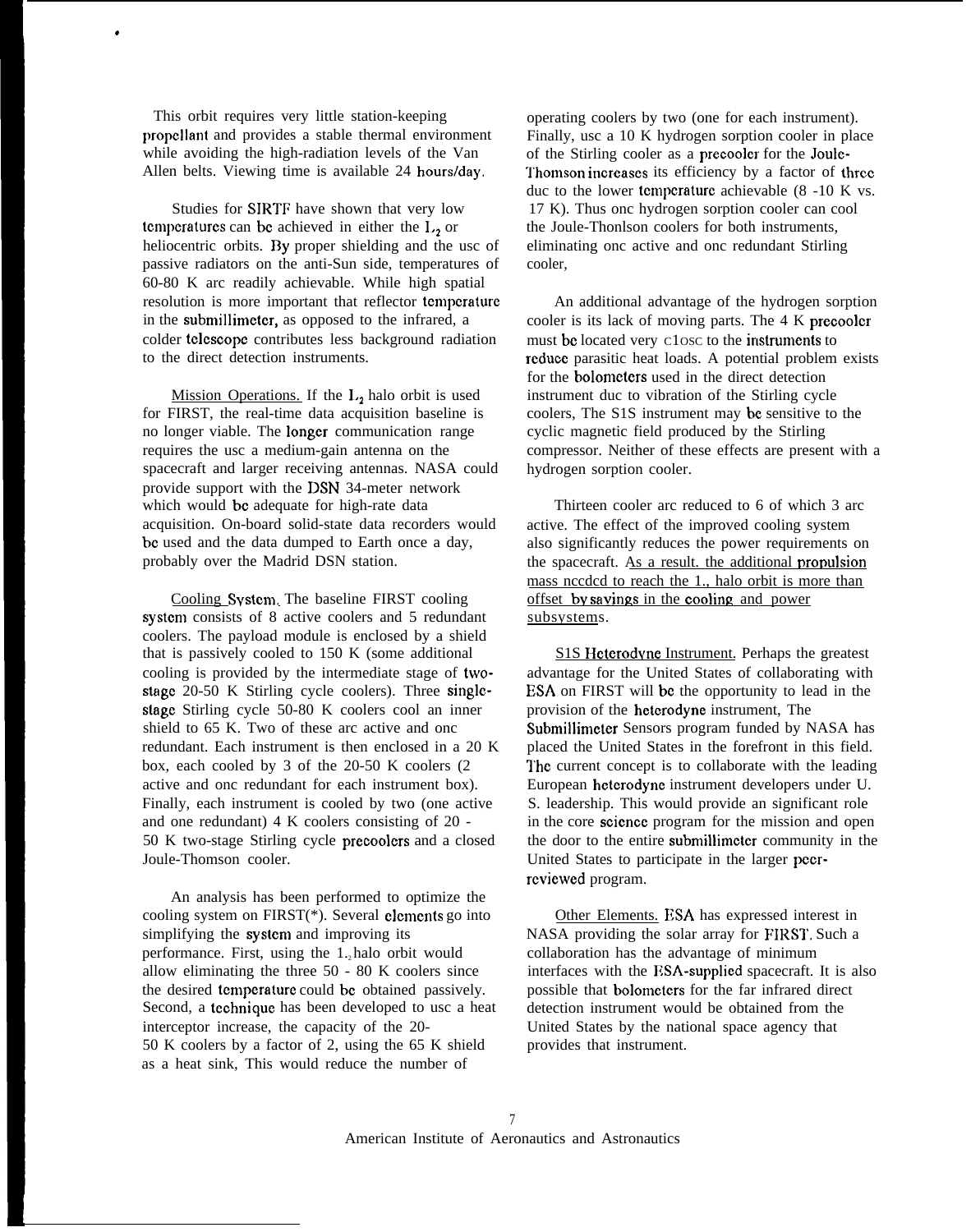This orbit requires very little station-keeping propellant and provides a stable thermal environment while avoiding the high-radiation levels of the Van Allen belts. Viewing time is available 24 hours/day.

Studies for SIRTF have shown that very low temperatures can be achieved in either the $L_2$ or heliocentric orbits. By proper shielding and the usc of passive radiators on the anti-Sun side, temperatures of 60-80 K arc readily achievable. While high spatial resolution is more important that reflector temperature in the submillimeter, as opposed to the infrared, a colder telescope contributes less background radiation to the direct detection instruments.

Mission Operations. If the $L_2$ halo orbit is used for FIRST, the real-time data acquisition baseline is no longer viable. The longer communication range requires the usc a medium-gain antenna on the spacecraft and larger receiving antennas. NASA could provide support with the DSN 34-meter network which would bc adequate for high-rate data acquisition. On-board solid-state data recorders would bc used and the data dumped to Earth once a day, probably over the Madrid DSN station.

Cooling System. The baseline FIRST cooling system consists of 8 active coolers and 5 redundant coolers. The payload module is enclosed by a shield that is passively cooled to 150 K (some additional cooling is provided by the intermediate stage of two-stage 20-50 K Stirling cycle coolers). Three single-stage Stirling cycle 50-80 K coolers cool an inner shield to 65 K. Two of these arc active and onc redundant. Each instrument is then enclosed in a 20 K box, each cooled by 3 of the 20-50 K coolers (2 active and onc redundant for each instrument box). Finally, each instrument is cooled by two (one active and one redundant) 4 K coolers consisting of 20 - 50 K two-stage Stirling cycle precoolers and a closed Joule-Thomson cooler.

An analysis has been performed to optimize the cooling system on FIRST(*). Several elements go into simplifying the system and improving its performance. First, using the $L_2$ halo orbit would allow eliminating the three 50 - 80 K coolers since the desired temperature could bc obtained passively. Second, a technique has been developed to usc a heat interceptor increase, the capacity of the 20-50 K coolers by a factor of 2, using the 65 K shield as a heat sink, This would reduce the number of operating coolers by two (one for each instrument). Finally, usc a 10 K hydrogen sorption cooler in place of the Stirling cooler as a precooler for the Joule-Thomson increases its efficiency by a factor of three duc to the lower temperature achievable (8 -10 K vs. 17 K). Thus onc hydrogen sorption cooler can cool the Joule-Thonlson coolers for both instruments, eliminating onc active and onc redundant Stirling cooler,

An additional advantage of the hydrogen sorption cooler is its lack of moving parts. The 4 K precooler must bc located very close to the instruments to reduce parasitic heat loads. A potential problem exists for the bolometers used in the direct detection instrument duc to vibration of the Stirling cycle coolers, The S1S instrument may bc sensitive to the cyclic magnetic field produced by the Stirling compressor. Neither of these effects are present with a hydrogen sorption cooler.

Thirteen cooler arc reduced to 6 of which 3 arc active. The effect of the improved cooling system also significantly reduces the power requirements on the spacecraft. As a result. the additional propulsion mass nccdcd to reach the $L_2$ halo orbit is more than offset by savings in the cooling and power subsystems.

S1S Heterodyne Instrument. Perhaps the greatest advantage for the United States of collaborating with ESA on FIRST will bc the opportunity to lead in the provision of the heterodyne instrument, The Submillimeter Sensors program funded by NASA has placed the United States in the forefront in this field. The current concept is to collaborate with the leading European heterodyne instrument developers under U. S. leadership. This would provide an significant role in the core science program for the mission and open the door to the entire submillimeter community in the United States to participate in the larger peer-reviewed program.

Other Elements. ESA has expressed interest in NASA providing the solar array for FIRST. Such a collaboration has the advantage of minimum interfaces with the ESA-supplied spacecraft. It is also possible that bolometers for the far infrared direct detection instrument would be obtained from the United States by the national space agency that provides that instrument.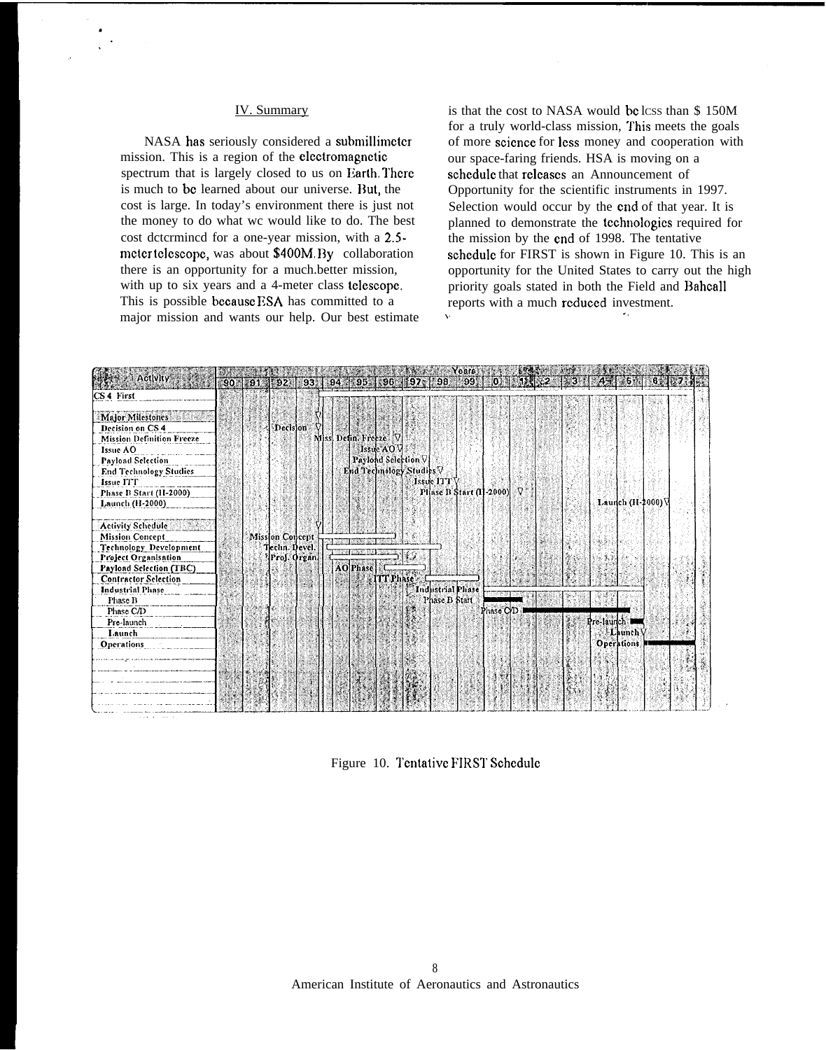## IV. Summary

NASA has seriously considered a submillimeter mission. This is a region of the electromagnetic spectrum that is largely closed to us on Earth. There is much to be learned about our universe. But, the cost is large. In today's environment there is just not the money to do what we would like to do. The best cost determined for a one-year mission, with a 2.5-meter telescope, was about $400M. By collaboration there is an opportunity for a much better mission, with up to six years and a 4-meter class telescope. This is possible because ESA has committed to a major mission and wants our help. Our best estimate is that the cost to NASA would be less than $ 150M for a truly world-class mission. This meets the goals of more science for less money and cooperation with our space-faring friends. ESA is moving on a schedule that releases an Announcement of Opportunity for the scientific instruments in 1997. Selection would occur by the end of that year. It is planned to demonstrate the technologies required for the mission by the end of 1998. The tentative schedule for FIRST is shown in Figure 10. This is an opportunity for the United States to carry out the high priority goals stated in both the Field and Bahcall reports with a much reduced investment.

Figure 10. Tentative FIRST Schedule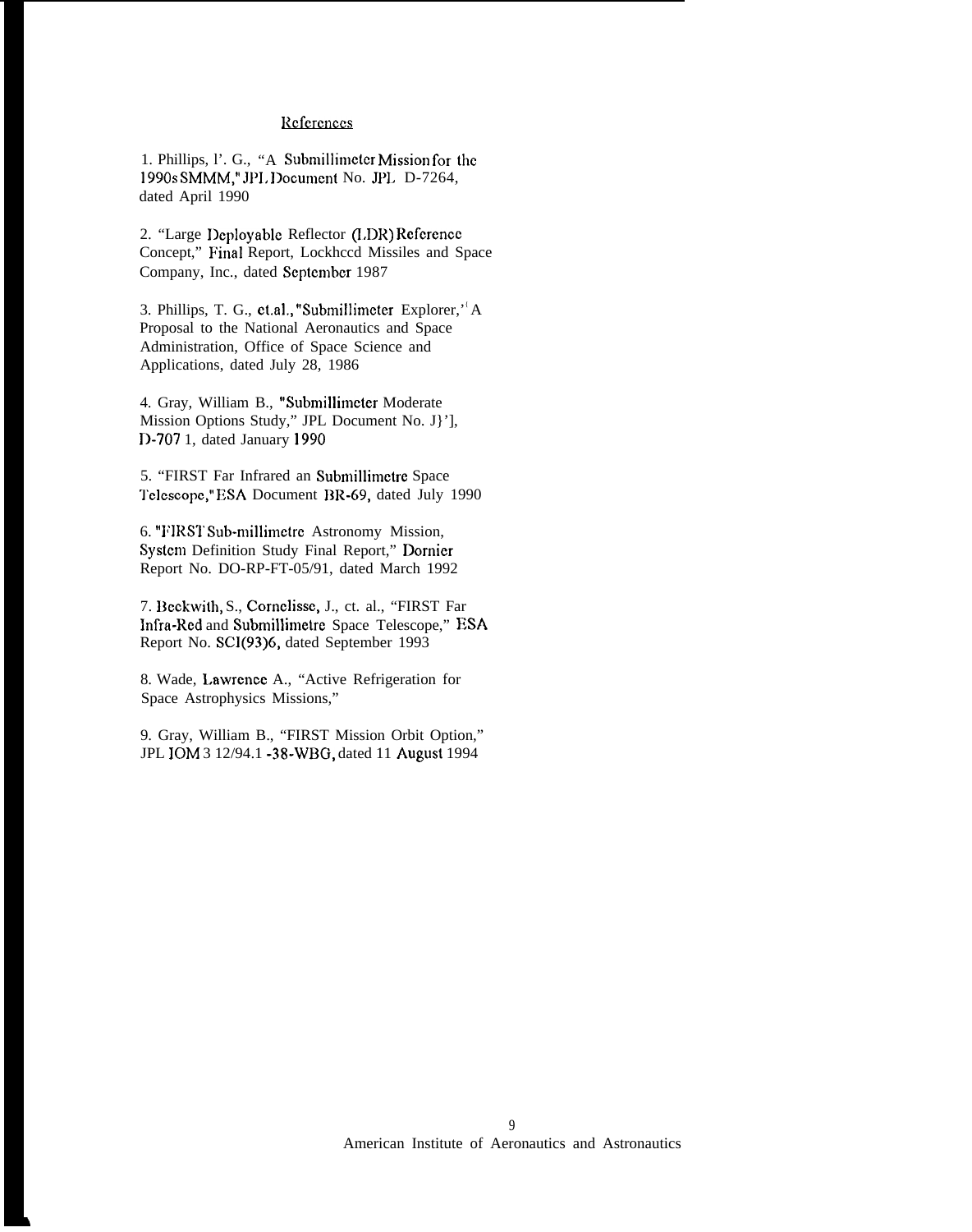## References

1. Phillips, l'. G., "A Submillimeter Mission for the 1990s SMMM," JPL Document No. JPL D-7264, dated April 1990

2. "Large Deployable Reflector (LDR) Reference Concept," Final Report, Lockhccd Missiles and Space Company, Inc., dated September 1987

3. Phillips, T. G., et.al., "Submillimeter Explorer," A Proposal to the National Aeronautics and Space Administration, Office of Space Science and Applications, dated July 28, 1986

4. Gray, William B., "Submillimeter Moderate Mission Options Study," JPL Document No. J}'], D-707 1, dated January 1990

5. "FIRST Far Infrared an Submillimetre Space Telescope," ESA Document BR-69, dated July 1990

6. "FIRST Sub-millimetre Astronomy Mission, System Definition Study Final Report," Dornier Report No. DO-RP-FT-05/91, dated March 1992

7. Beckwith, S., Cornelisse, J., ct. al., "FIRST Far Infra-Red and Submillimetre Space Telescope," ESA Report No. SCI(93)6, dated September 1993

8. Wade, Lawrence A., "Active Refrigeration for Space Astrophysics Missions,"

9. Gray, William B., "FIRST Mission Orbit Option," JPL IOM 3 12/94.1 -38-WBG, dated 11 August 1994

American Institute of Aeronautics and Astronautics